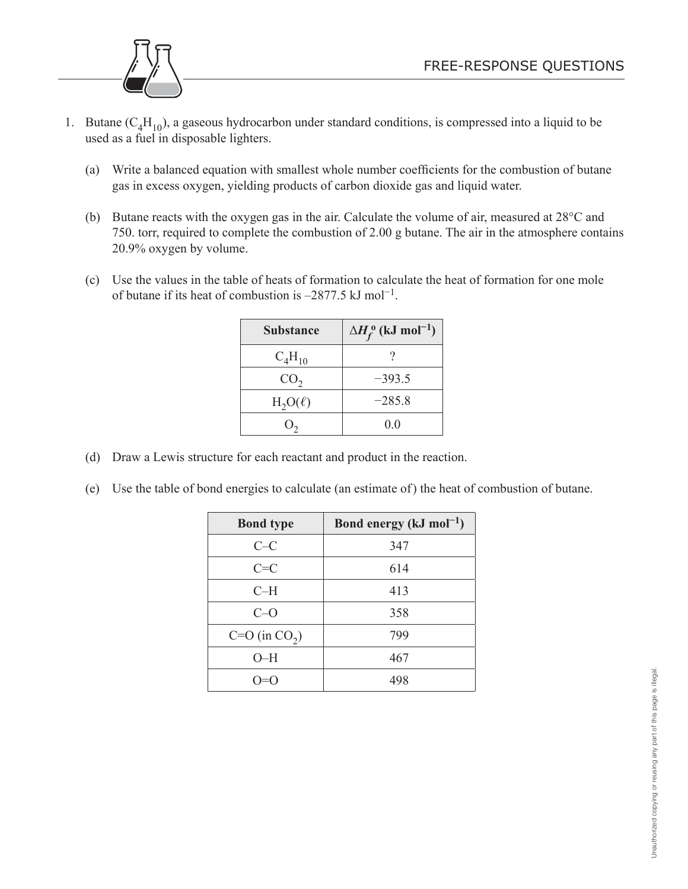## FREE-RESPONSE QUESTIONS

1. Butane ($C_4H_{10}$), a gaseous hydrocarbon under standard conditions, is compressed into a liquid to be used as a fuel in disposable lighters.

   (a) Write a balanced equation with smallest whole number coefficients for the combustion of butane gas in excess oxygen, yielding products of carbon dioxide gas and liquid water.

   (b) Butane reacts with the oxygen gas in the air. Calculate the volume of air, measured at 28°C and 750. torr, required to complete the combustion of 2.00 g butane. The air in the atmosphere contains 20.9% oxygen by volume.

   (c) Use the values in the table of heats of formation to calculate the heat of formation for one mole of butane if its heat of combustion is –2877.5 kJ mol$^{-1}$.

| Substance | $\Delta H_f^o$ (kJ mol$^{-1}$) |
|---|---|
| $C_4H_{10}$ | ? |
| $CO_2$ | −393.5 |
| $H_2O(\ell)$ | −285.8 |
| $O_2$ | 0.0 |

   (d) Draw a Lewis structure for each reactant and product in the reaction.

   (e) Use the table of bond energies to calculate (an estimate of) the heat of combustion of butane.

| Bond type | Bond energy (kJ mol$^{-1}$) |
|---|---|
| C–C | 347 |
| C=C | 614 |
| C–H | 413 |
| C–O | 358 |
| C=O (in $CO_2$) | 799 |
| O–H | 467 |
| O=O | 498 |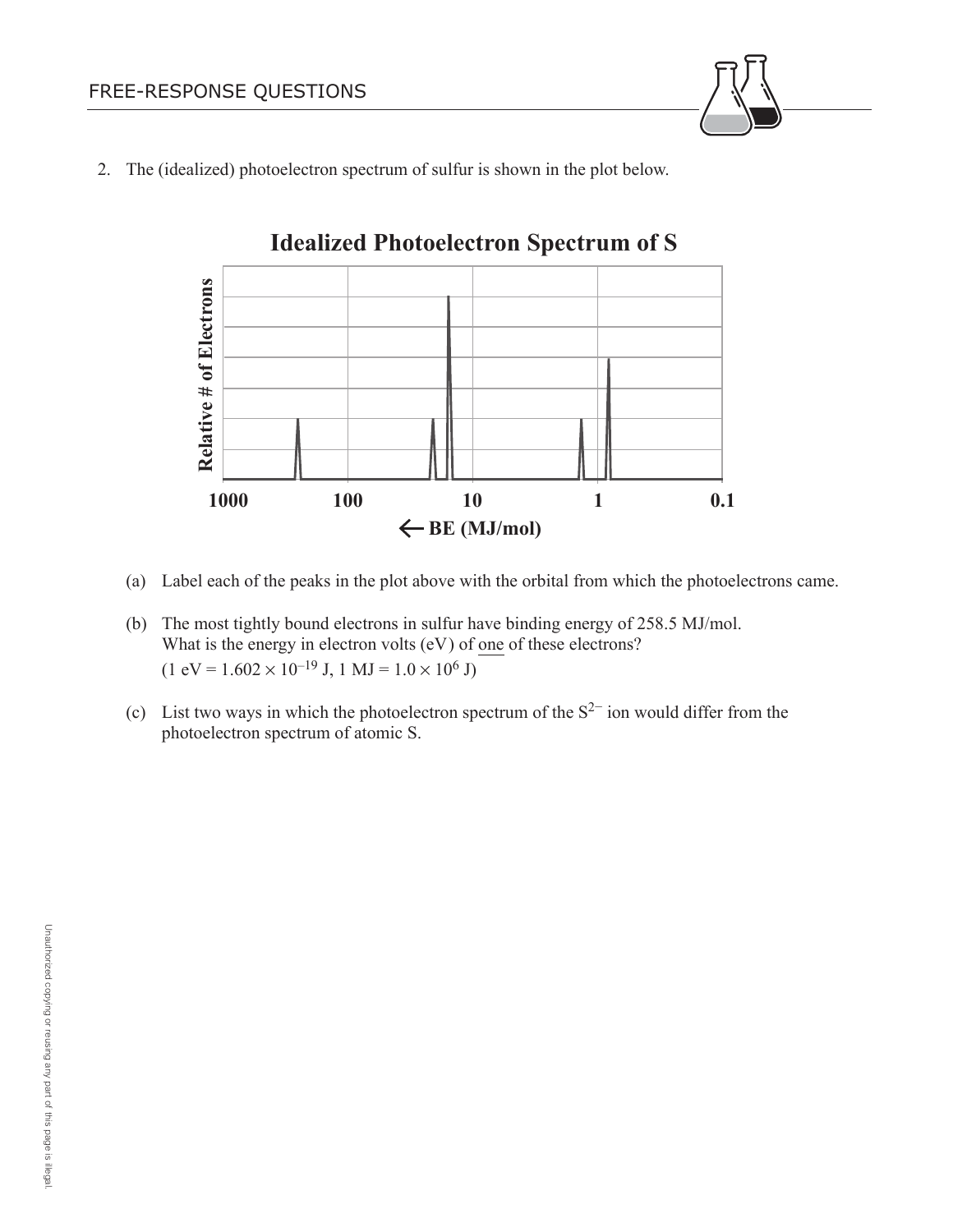2. The (idealized) photoelectron spectrum of sulfur is shown in the plot below.

**Idealized Photoelectron Spectrum of S**

Relative # of Electrons

1000

100

10

1

0.1

← BE (MJ/mol)

(a) Label each of the peaks in the plot above with the orbital from which the photoelectrons came.

(b) The most tightly bound electrons in sulfur have binding energy of 258.5 MJ/mol. What is the energy in electron volts (eV) of one of these electrons? (1 eV = $1.602 \times 10^{-19}$ J, 1 MJ = $1.0 \times 10^{6}$ J)

(c) List two ways in which the photoelectron spectrum of the $S^{2-}$ ion would differ from the photoelectron spectrum of atomic S.